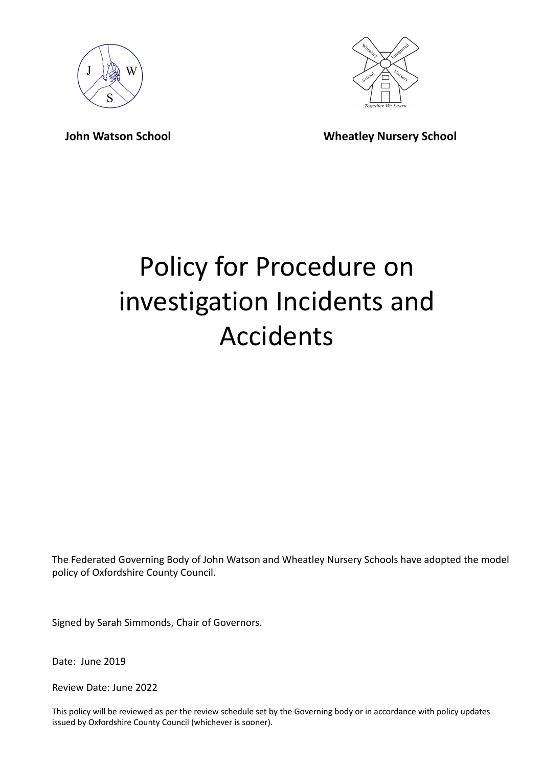**John Watson School** **Wheatley Nursery School**

# Policy for Procedure on investigation Incidents and Accidents

The Federated Governing Body of John Watson and Wheatley Nursery Schools have adopted the model policy of Oxfordshire County Council.

Signed by Sarah Simmonds, Chair of Governors.

Date: June 2019

Review Date: June 2022

This policy will be reviewed as per the review schedule set by the Governing body or in accordance with policy updates issued by Oxfordshire County Council (whichever is sooner).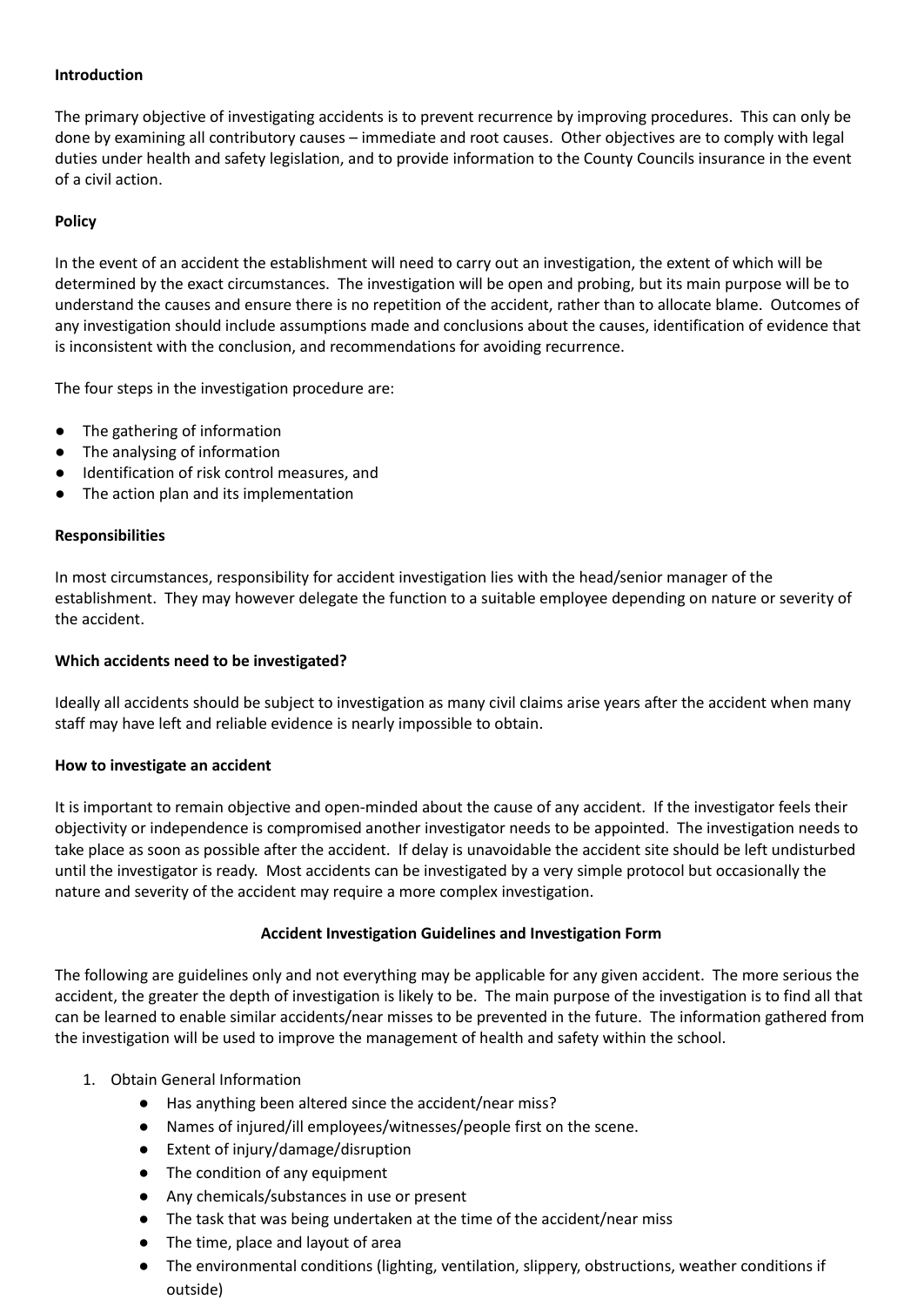**Introduction**

The primary objective of investigating accidents is to prevent recurrence by improving procedures. This can only be done by examining all contributory causes – immediate and root causes. Other objectives are to comply with legal duties under health and safety legislation, and to provide information to the County Councils insurance in the event of a civil action.

**Policy**

In the event of an accident the establishment will need to carry out an investigation, the extent of which will be determined by the exact circumstances. The investigation will be open and probing, but its main purpose will be to understand the causes and ensure there is no repetition of the accident, rather than to allocate blame. Outcomes of any investigation should include assumptions made and conclusions about the causes, identification of evidence that is inconsistent with the conclusion, and recommendations for avoiding recurrence.

The four steps in the investigation procedure are:

- The gathering of information
- The analysing of information
- Identification of risk control measures, and
- The action plan and its implementation

**Responsibilities**

In most circumstances, responsibility for accident investigation lies with the head/senior manager of the establishment. They may however delegate the function to a suitable employee depending on nature or severity of the accident.

**Which accidents need to be investigated?**

Ideally all accidents should be subject to investigation as many civil claims arise years after the accident when many staff may have left and reliable evidence is nearly impossible to obtain.

**How to investigate an accident**

It is important to remain objective and open-minded about the cause of any accident. If the investigator feels their objectivity or independence is compromised another investigator needs to be appointed. The investigation needs to take place as soon as possible after the accident. If delay is unavoidable the accident site should be left undisturbed until the investigator is ready. Most accidents can be investigated by a very simple protocol but occasionally the nature and severity of the accident may require a more complex investigation.

**Accident Investigation Guidelines and Investigation Form**

The following are guidelines only and not everything may be applicable for any given accident. The more serious the accident, the greater the depth of investigation is likely to be. The main purpose of the investigation is to find all that can be learned to enable similar accidents/near misses to be prevented in the future. The information gathered from the investigation will be used to improve the management of health and safety within the school.

1. Obtain General Information
    - Has anything been altered since the accident/near miss?
    - Names of injured/ill employees/witnesses/people first on the scene.
    - Extent of injury/damage/disruption
    - The condition of any equipment
    - Any chemicals/substances in use or present
    - The task that was being undertaken at the time of the accident/near miss
    - The time, place and layout of area
    - The environmental conditions (lighting, ventilation, slippery, obstructions, weather conditions if outside)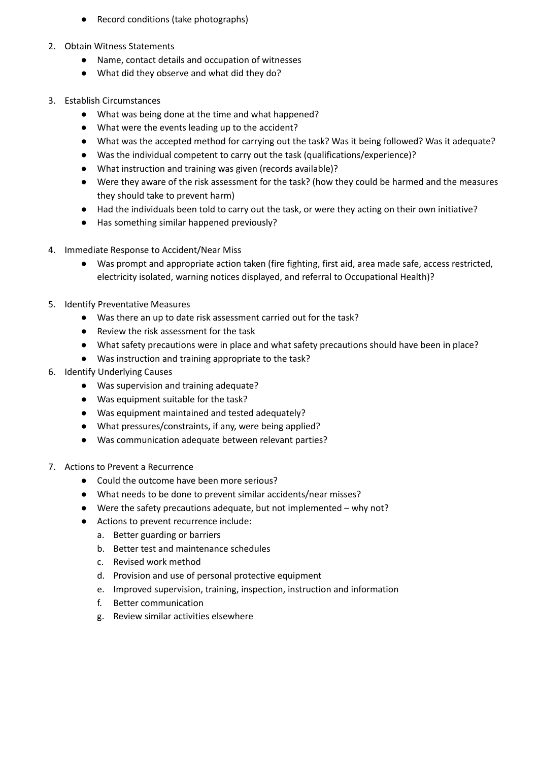- Record conditions (take photographs)

2. Obtain Witness Statements
    - Name, contact details and occupation of witnesses
    - What did they observe and what did they do?

3. Establish Circumstances
    - What was being done at the time and what happened?
    - What were the events leading up to the accident?
    - What was the accepted method for carrying out the task? Was it being followed? Was it adequate?
    - Was the individual competent to carry out the task (qualifications/experience)?
    - What instruction and training was given (records available)?
    - Were they aware of the risk assessment for the task? (how they could be harmed and the measures they should take to prevent harm)
    - Had the individuals been told to carry out the task, or were they acting on their own initiative?
    - Has something similar happened previously?

4. Immediate Response to Accident/Near Miss
    - Was prompt and appropriate action taken (fire fighting, first aid, area made safe, access restricted, electricity isolated, warning notices displayed, and referral to Occupational Health)?

5. Identify Preventative Measures
    - Was there an up to date risk assessment carried out for the task?
    - Review the risk assessment for the task
    - What safety precautions were in place and what safety precautions should have been in place?
    - Was instruction and training appropriate to the task?

6. Identify Underlying Causes
    - Was supervision and training adequate?
    - Was equipment suitable for the task?
    - Was equipment maintained and tested adequately?
    - What pressures/constraints, if any, were being applied?
    - Was communication adequate between relevant parties?

7. Actions to Prevent a Recurrence
    - Could the outcome have been more serious?
    - What needs to be done to prevent similar accidents/near misses?
    - Were the safety precautions adequate, but not implemented – why not?
    - Actions to prevent recurrence include:
        a. Better guarding or barriers
        b. Better test and maintenance schedules
        c. Revised work method
        d. Provision and use of personal protective equipment
        e. Improved supervision, training, inspection, instruction and information
        f. Better communication
        g. Review similar activities elsewhere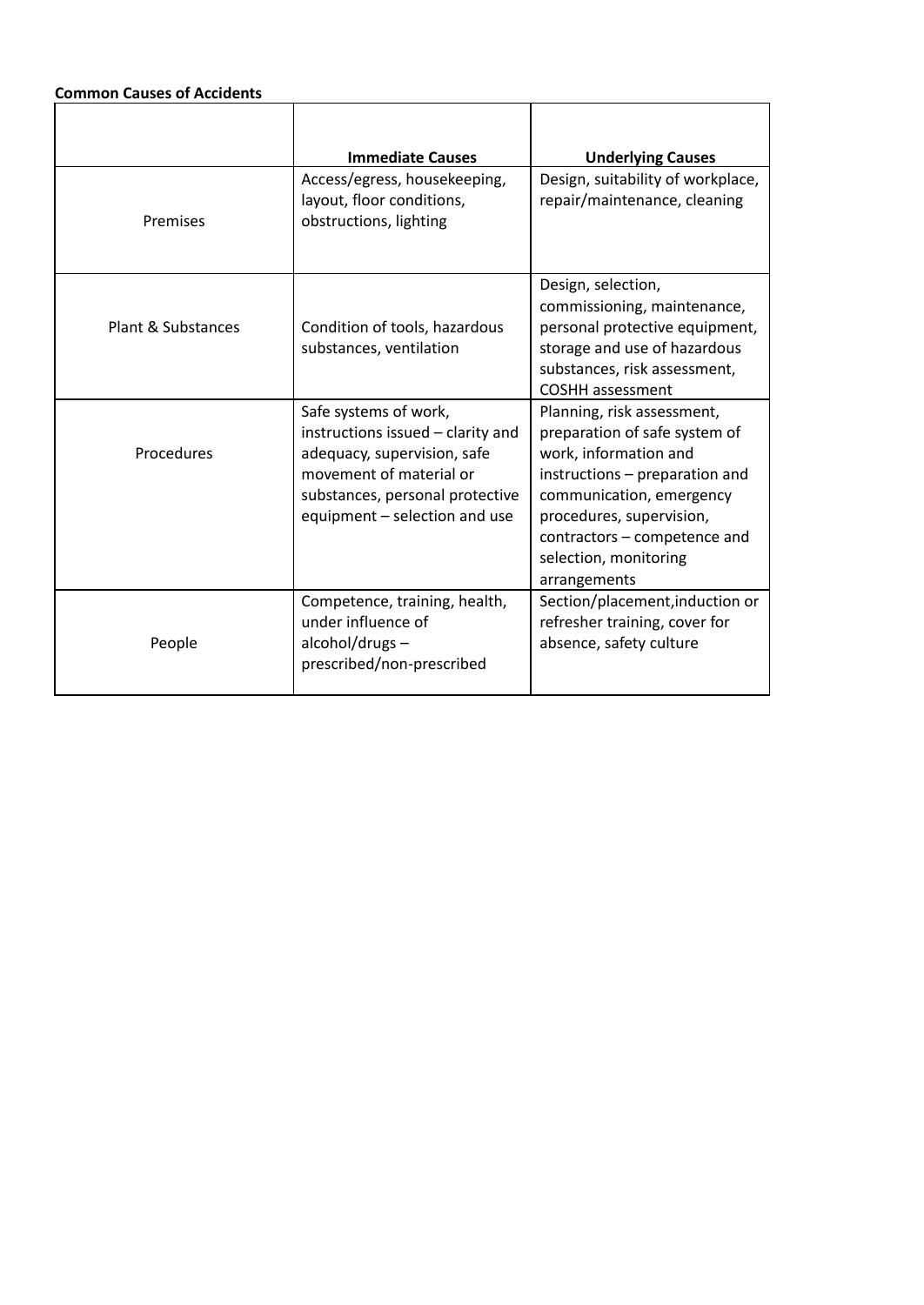**Common Causes of Accidents**

| | Immediate Causes | Underlying Causes |
|---|---|---|
| Premises | Access/egress, housekeeping, layout, floor conditions, obstructions, lighting | Design, suitability of workplace, repair/maintenance, cleaning |
| Plant & Substances | Condition of tools, hazardous substances, ventilation | Design, selection, commissioning, maintenance, personal protective equipment, storage and use of hazardous substances, risk assessment, COSHH assessment |
| Procedures | Safe systems of work, instructions issued – clarity and adequacy, supervision, safe movement of material or substances, personal protective equipment – selection and use | Planning, risk assessment, preparation of safe system of work, information and instructions – preparation and communication, emergency procedures, supervision, contractors – competence and selection, monitoring arrangements |
| People | Competence, training, health, under influence of alcohol/drugs – prescribed/non-prescribed | Section/placement,induction or refresher training, cover for absence, safety culture |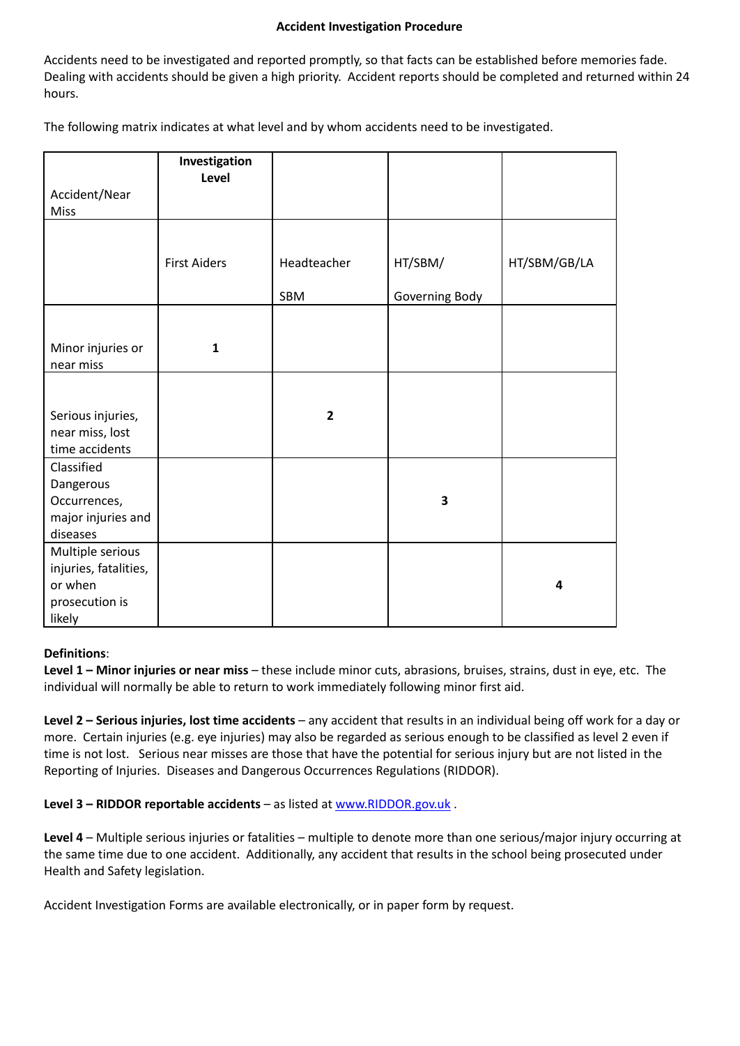# Accident Investigation Procedure

Accidents need to be investigated and reported promptly, so that facts can be established before memories fade. Dealing with accidents should be given a high priority. Accident reports should be completed and returned within 24 hours.

The following matrix indicates at what level and by whom accidents need to be investigated.

| Accident/Near Miss | Investigation Level | | | |
|---|---|---|---|---|
| | First Aiders | Headteacher SBM | HT/SBM/ Governing Body | HT/SBM/GB/LA |
| Minor injuries or near miss | **1** | | | |
| Serious injuries, near miss, lost time accidents | | **2** | | |
| Classified Dangerous Occurrences, major injuries and diseases | | | **3** | |
| Multiple serious injuries, fatalities, or when prosecution is likely | | | | **4** |

**Definitions**:

**Level 1 – Minor injuries or near miss** – these include minor cuts, abrasions, bruises, strains, dust in eye, etc. The individual will normally be able to return to work immediately following minor first aid.

**Level 2 – Serious injuries, lost time accidents** – any accident that results in an individual being off work for a day or more. Certain injuries (e.g. eye injuries) may also be regarded as serious enough to be classified as level 2 even if time is not lost. Serious near misses are those that have the potential for serious injury but are not listed in the Reporting of Injuries. Diseases and Dangerous Occurrences Regulations (RIDDOR).

**Level 3 – RIDDOR reportable accidents** – as listed at [www.RIDDOR.gov.uk](http://www.RIDDOR.gov.uk) .

**Level 4** – Multiple serious injuries or fatalities – multiple to denote more than one serious/major injury occurring at the same time due to one accident. Additionally, any accident that results in the school being prosecuted under Health and Safety legislation.

Accident Investigation Forms are available electronically, or in paper form by request.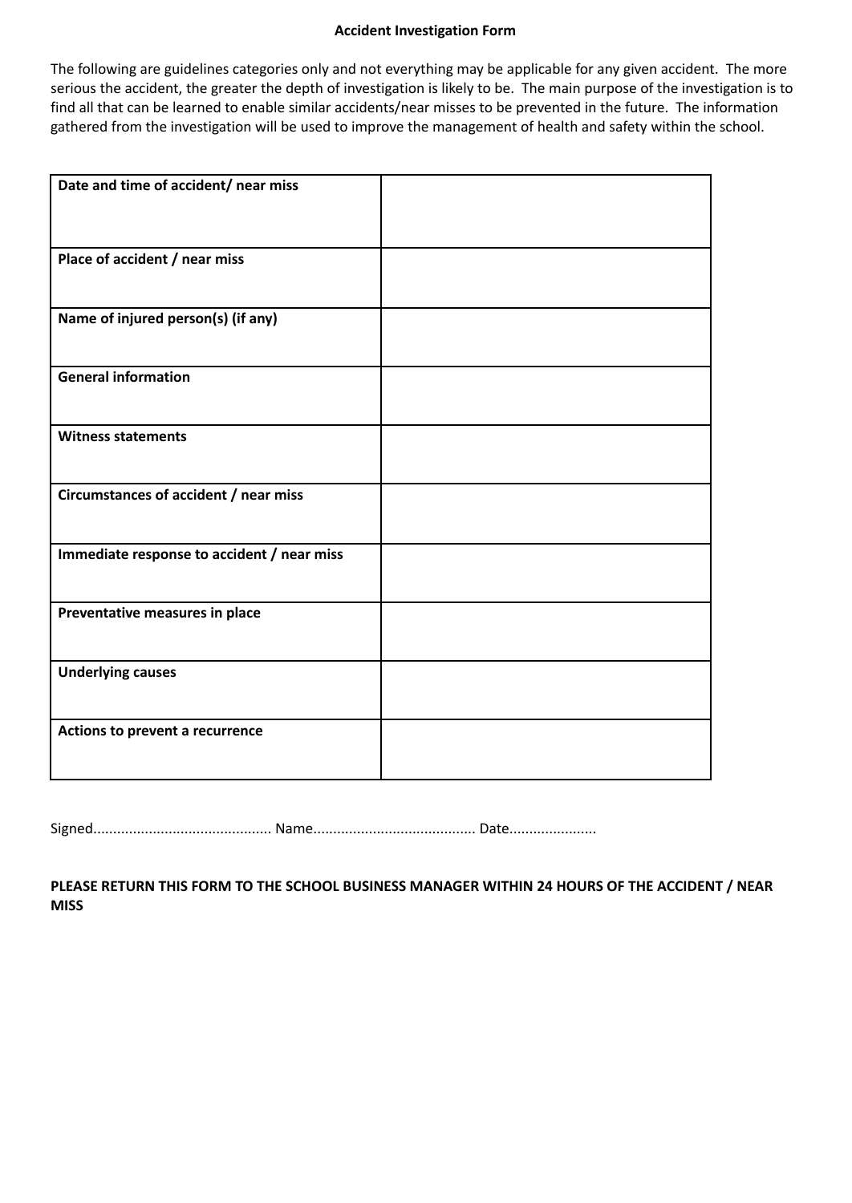**Accident Investigation Form**

The following are guidelines categories only and not everything may be applicable for any given accident. The more serious the accident, the greater the depth of investigation is likely to be. The main purpose of the investigation is to find all that can be learned to enable similar accidents/near misses to be prevented in the future. The information gathered from the investigation will be used to improve the management of health and safety within the school.

| | |
|---|---|
| **Date and time of accident/ near miss** | |
| **Place of accident / near miss** | |
| **Name of injured person(s) (if any)** | |
| **General information** | |
| **Witness statements** | |
| **Circumstances of accident / near miss** | |
| **Immediate response to accident / near miss** | |
| **Preventative measures in place** | |
| **Underlying causes** | |
| **Actions to prevent a recurrence** | |

Signed............................................ Name........................................ Date......................

**PLEASE RETURN THIS FORM TO THE SCHOOL BUSINESS MANAGER WITHIN 24 HOURS OF THE ACCIDENT / NEAR MISS**